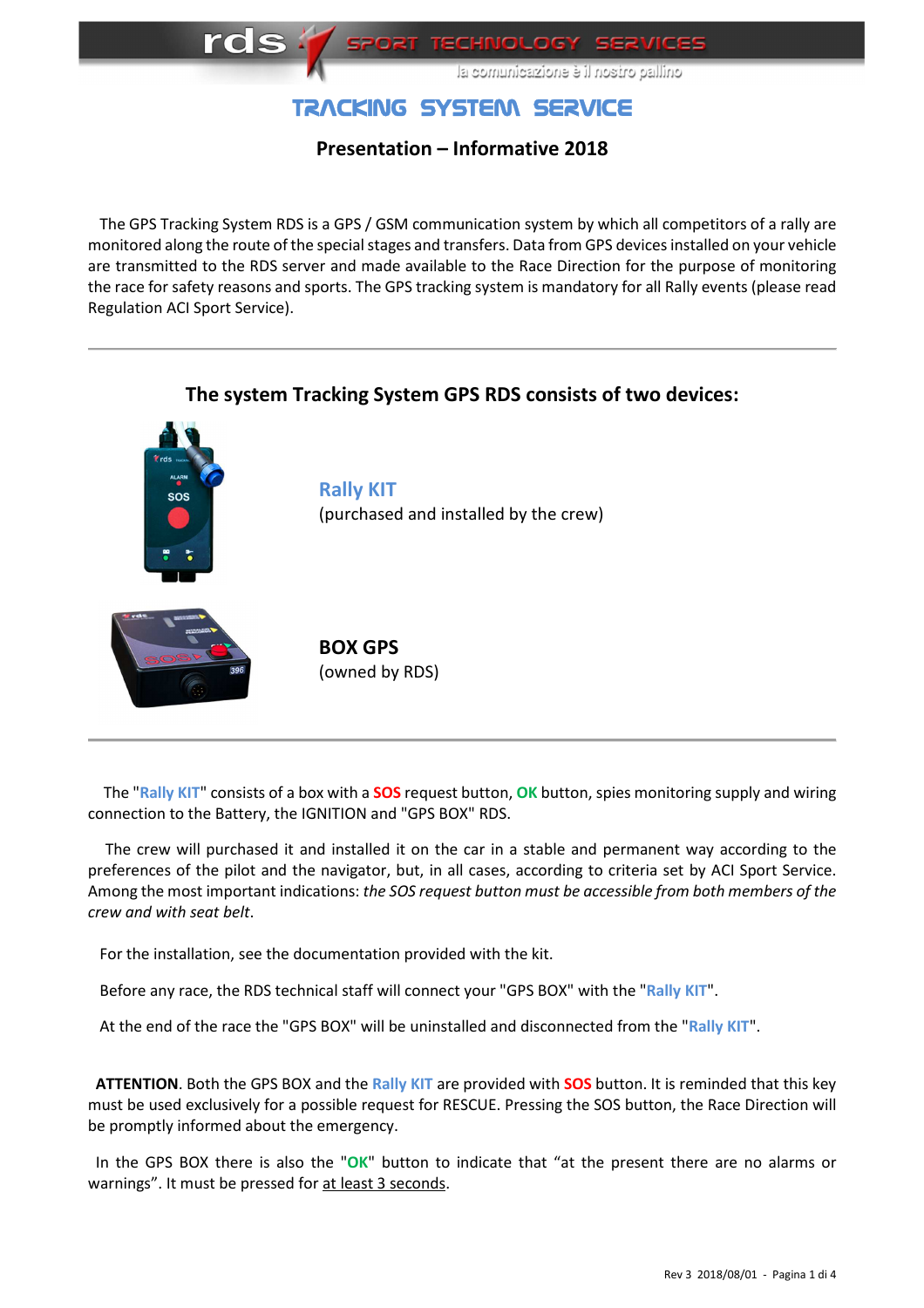# TRACKING SYSTEM SERVICE

## Presentation – Informative 2018

The GPS Tracking System RDS is a GPS / GSM communication system by which all competitors of a rally are monitored along the route of the special stages and transfers. Data from GPS devices installed on your vehicle are transmitted to the RDS server and made available to the Race Direction for the purpose of monitoring the race for safety reasons and sports. The GPS tracking system is mandatory for all Rally events (please read Regulation ACI Sport Service).

---

### The system Tracking System GPS RDS consists of two devices:

**Rally KIT**
(purchased and installed by the crew)

**BOX GPS**
(owned by RDS)

---

The "Rally KIT" consists of a box with a **SOS** request button, **OK** button, spies monitoring supply and wiring connection to the Battery, the IGNITION and "GPS BOX" RDS.

The crew will purchased it and installed it on the car in a stable and permanent way according to the preferences of the pilot and the navigator, but, in all cases, according to criteria set by ACI Sport Service. Among the most important indications: *the SOS request button must be accessible from both members of the crew and with seat belt*.

For the installation, see the documentation provided with the kit.

Before any race, the RDS technical staff will connect your "GPS BOX" with the "Rally KIT".

At the end of the race the "GPS BOX" will be uninstalled and disconnected from the "Rally KIT".

**ATTENTION**. Both the GPS BOX and the Rally KIT are provided with **SOS** button. It is reminded that this key must be used exclusively for a possible request for RESCUE. Pressing the SOS button, the Race Direction will be promptly informed about the emergency.

In the GPS BOX there is also the "**OK**" button to indicate that "at the present there are no alarms or warnings". It must be pressed for <u>at least 3 seconds</u>.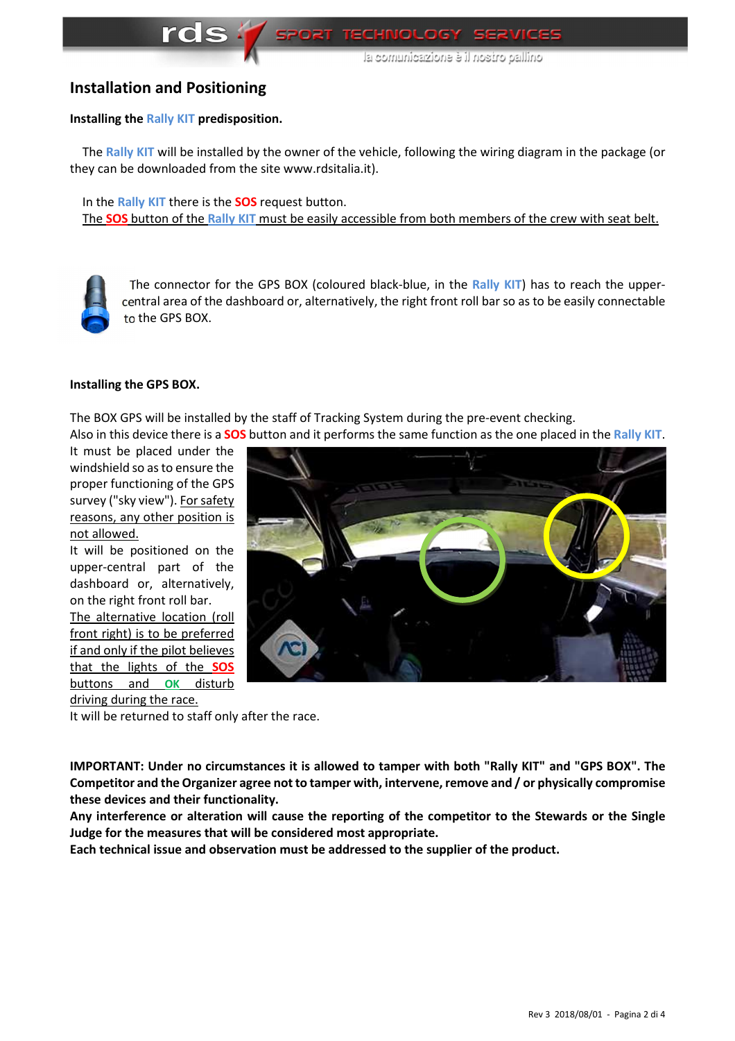## Installation and Positioning

**Installing the Rally KIT predisposition.**

The Rally KIT will be installed by the owner of the vehicle, following the wiring diagram in the package (or they can be downloaded from the site www.rdsitalia.it).

In the Rally KIT there is the SOS request button.
The SOS button of the Rally KIT must be easily accessible from both members of the crew with seat belt.

The connector for the GPS BOX (coloured black-blue, in the Rally KIT) has to reach the upper-central area of the dashboard or, alternatively, the right front roll bar so as to be easily connectable to the GPS BOX.

**Installing the GPS BOX.**

The BOX GPS will be installed by the staff of Tracking System during the pre-event checking.
Also in this device there is a SOS button and it performs the same function as the one placed in the Rally KIT.
It must be placed under the windshield so as to ensure the proper functioning of the GPS survey ("sky view"). For safety reasons, any other position is not allowed.
It will be positioned on the upper-central part of the dashboard or, alternatively, on the right front roll bar.
The alternative location (roll front right) is to be preferred if and only if the pilot believes that the lights of the SOS buttons and OK disturb driving during the race.
It will be returned to staff only after the race.

**IMPORTANT: Under no circumstances it is allowed to tamper with both "Rally KIT" and "GPS BOX". The Competitor and the Organizer agree not to tamper with, intervene, remove and / or physically compromise these devices and their functionality.**
**Any interference or alteration will cause the reporting of the competitor to the Stewards or the Single Judge for the measures that will be considered most appropriate.**
**Each technical issue and observation must be addressed to the supplier of the product.**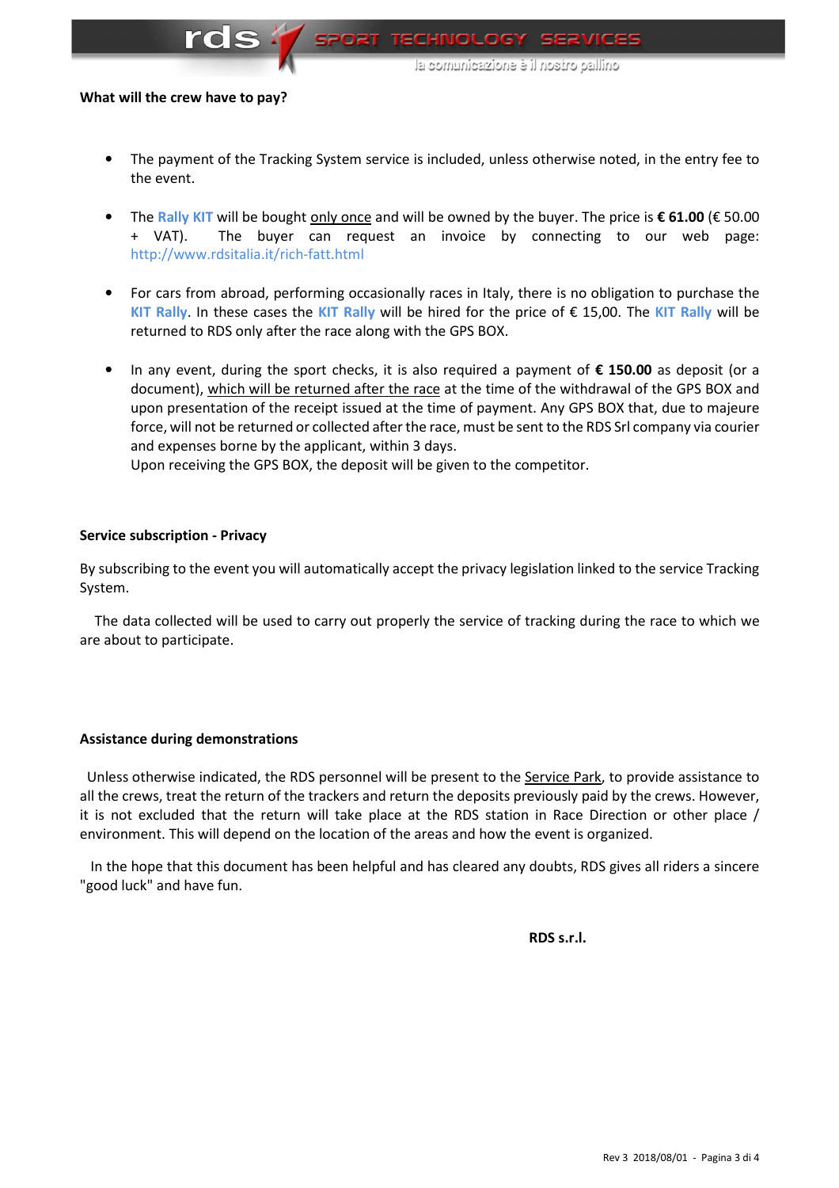**What will the crew have to pay?**

- The payment of the Tracking System service is included, unless otherwise noted, in the entry fee to the event.
- The **Rally KIT** will be bought only once and will be owned by the buyer. The price is **€ 61.00** (€ 50.00 + VAT). The buyer can request an invoice by connecting to our web page: http://www.rdsitalia.it/rich-fatt.html
- For cars from abroad, performing occasionally races in Italy, there is no obligation to purchase the **KIT Rally**. In these cases the **KIT Rally** will be hired for the price of € 15,00. The **KIT Rally** will be returned to RDS only after the race along with the GPS BOX.
- In any event, during the sport checks, it is also required a payment of **€ 150.00** as deposit (or a document), which will be returned after the race at the time of the withdrawal of the GPS BOX and upon presentation of the receipt issued at the time of payment. Any GPS BOX that, due to majeure force, will not be returned or collected after the race, must be sent to the RDS Srl company via courier and expenses borne by the applicant, within 3 days.
  Upon receiving the GPS BOX, the deposit will be given to the competitor.

**Service subscription - Privacy**

By subscribing to the event you will automatically accept the privacy legislation linked to the service Tracking System.

The data collected will be used to carry out properly the service of tracking during the race to which we are about to participate.

**Assistance during demonstrations**

Unless otherwise indicated, the RDS personnel will be present to the Service Park, to provide assistance to all the crews, treat the return of the trackers and return the deposits previously paid by the crews. However, it is not excluded that the return will take place at the RDS station in Race Direction or other place / environment. This will depend on the location of the areas and how the event is organized.

In the hope that this document has been helpful and has cleared any doubts, RDS gives all riders a sincere "good luck" and have fun.

**RDS s.r.l.**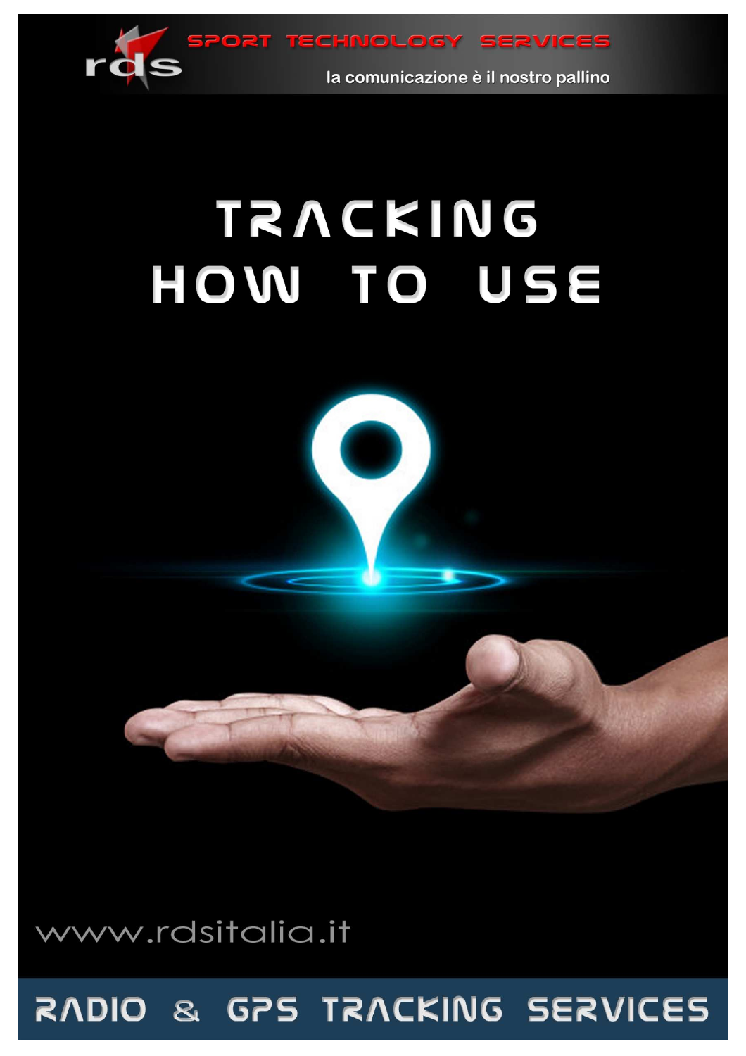rds

SPORT TECHNOLOGY SERVICES

la comunicazione è il nostro pallino

# TRACKING HOW TO USE

www.rdsitalia.it

RADIO & GPS TRACKING SERVICES